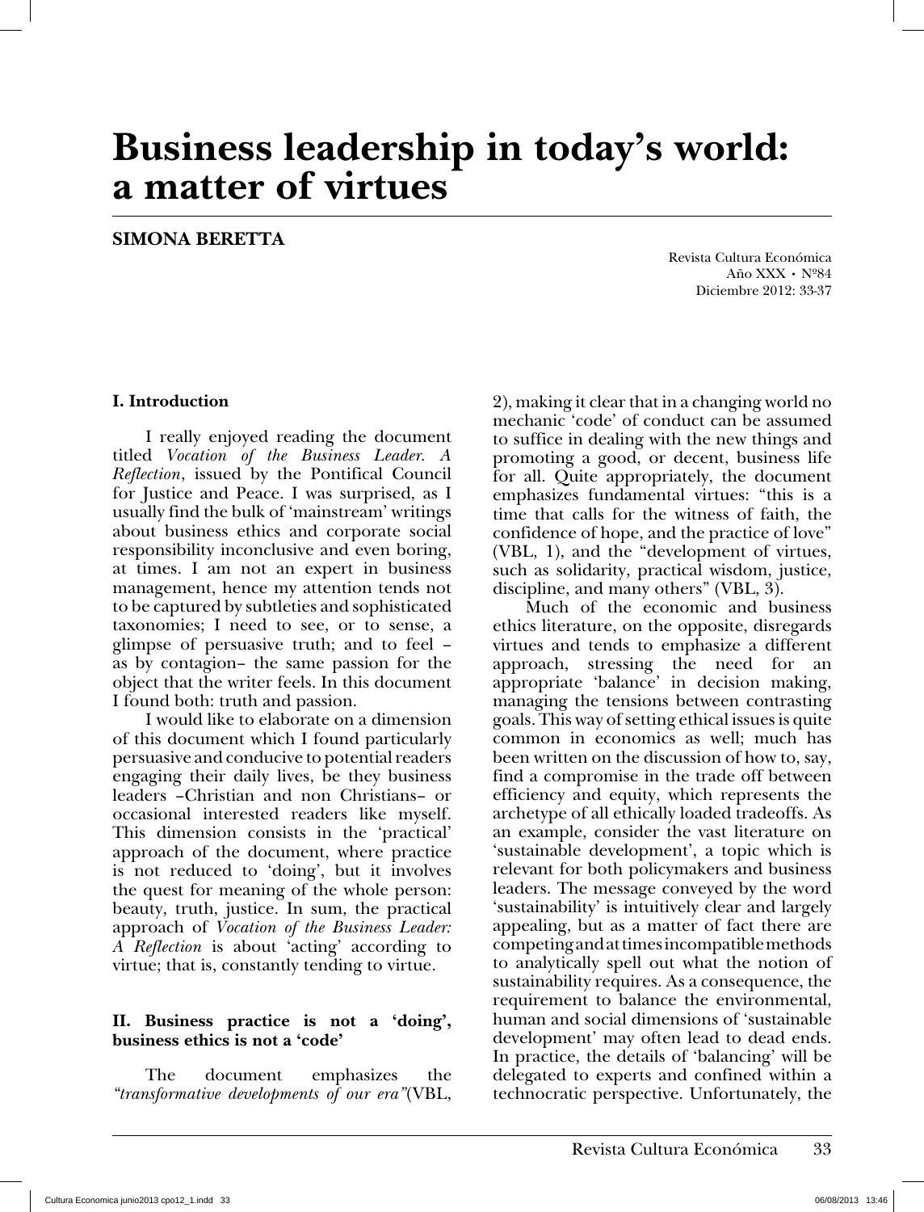# Business leadership in today's world: a matter of virtues

**SIMONA BERETTA**

Revista Cultura Económica
Año XXX • Nº84
Diciembre 2012: 33-37

## I. Introduction

I really enjoyed reading the document titled *Vocation of the Business Leader. A Reflection*, issued by the Pontifical Council for Justice and Peace. I was surprised, as I usually find the bulk of 'mainstream' writings about business ethics and corporate social responsibility inconclusive and even boring, at times. I am not an expert in business management, hence my attention tends not to be captured by subtleties and sophisticated taxonomies; I need to see, or to sense, a glimpse of persuasive truth; and to feel –as by contagion– the same passion for the object that the writer feels. In this document I found both: truth and passion.

I would like to elaborate on a dimension of this document which I found particularly persuasive and conducive to potential readers engaging their daily lives, be they business leaders –Christian and non Christians– or occasional interested readers like myself. This dimension consists in the 'practical' approach of the document, where practice is not reduced to 'doing', but it involves the quest for meaning of the whole person: beauty, truth, justice. In sum, the practical approach of *Vocation of the Business Leader: A Reflection* is about 'acting' according to virtue; that is, constantly tending to virtue.

## II. Business practice is not a 'doing', business ethics is not a 'code'

The document emphasizes the *"transformative developments of our era"*(VBL, 2), making it clear that in a changing world no mechanic 'code' of conduct can be assumed to suffice in dealing with the new things and promoting a good, or decent, business life for all. Quite appropriately, the document emphasizes fundamental virtues: "this is a time that calls for the witness of faith, the confidence of hope, and the practice of love" (VBL, 1), and the "development of virtues, such as solidarity, practical wisdom, justice, discipline, and many others" (VBL, 3).

Much of the economic and business ethics literature, on the opposite, disregards virtues and tends to emphasize a different approach, stressing the need for an appropriate 'balance' in decision making, managing the tensions between contrasting goals. This way of setting ethical issues is quite common in economics as well; much has been written on the discussion of how to, say, find a compromise in the trade off between efficiency and equity, which represents the archetype of all ethically loaded tradeoffs. As an example, consider the vast literature on 'sustainable development', a topic which is relevant for both policymakers and business leaders. The message conveyed by the word 'sustainability' is intuitively clear and largely appealing, but as a matter of fact there are competing and at times incompatible methods to analytically spell out what the notion of sustainability requires. As a consequence, the requirement to balance the environmental, human and social dimensions of 'sustainable development' may often lead to dead ends. In practice, the details of 'balancing' will be delegated to experts and confined within a technocratic perspective. Unfortunately, the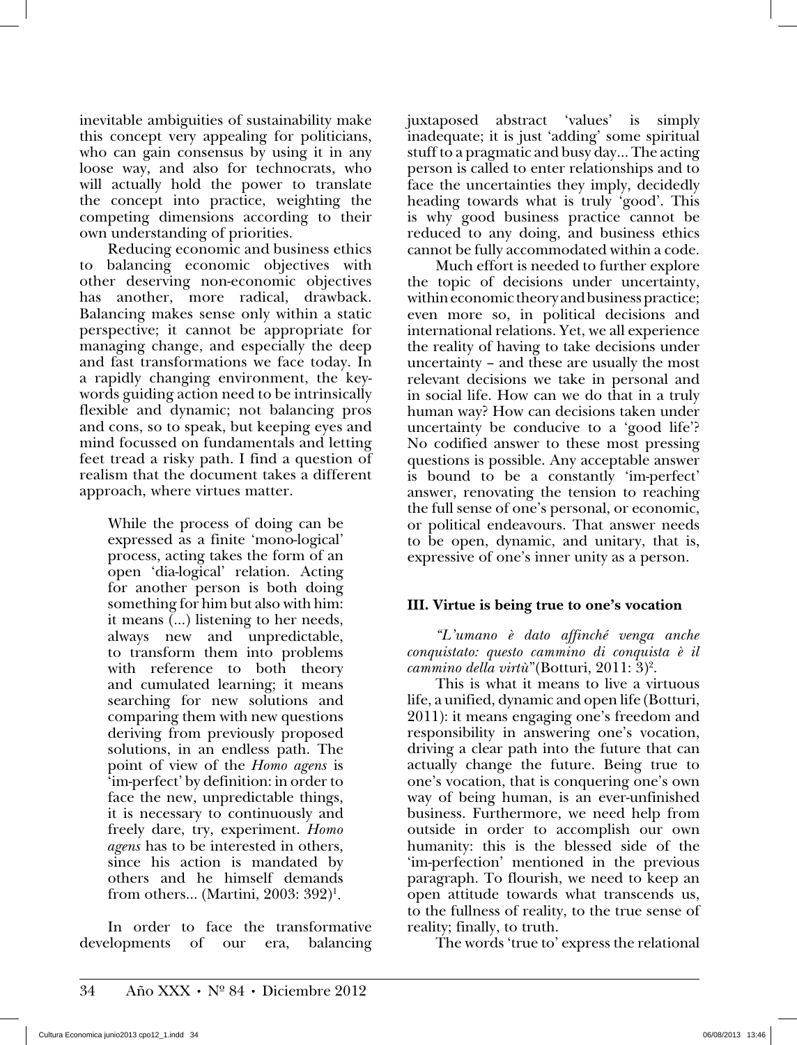inevitable ambiguities of sustainability make this concept very appealing for politicians, who can gain consensus by using it in any loose way, and also for technocrats, who will actually hold the power to translate the concept into practice, weighting the competing dimensions according to their own understanding of priorities.

Reducing economic and business ethics to balancing economic objectives with other deserving non-economic objectives has another, more radical, drawback. Balancing makes sense only within a static perspective; it cannot be appropriate for managing change, and especially the deep and fast transformations we face today. In a rapidly changing environment, the key-words guiding action need to be intrinsically flexible and dynamic; not balancing pros and cons, so to speak, but keeping eyes and mind focussed on fundamentals and letting feet tread a risky path. I find a question of realism that the document takes a different approach, where virtues matter.

> While the process of doing can be expressed as a finite 'mono-logical' process, acting takes the form of an open 'dia-logical' relation. Acting for another person is both doing something for him but also with him: it means (...) listening to her needs, always new and unpredictable, to transform them into problems with reference to both theory and cumulated learning; it means searching for new solutions and comparing them with new questions deriving from previously proposed solutions, in an endless path. The point of view of the *Homo agens* is 'im-perfect' by definition: in order to face the new, unpredictable things, it is necessary to continuously and freely dare, try, experiment. *Homo agens* has to be interested in others, since his action is mandated by others and he himself demands from others... (Martini, 2003: 392)[1].

In order to face the transformative developments of our era, balancing juxtaposed abstract 'values' is simply inadequate; it is just 'adding' some spiritual stuff to a pragmatic and busy day... The acting person is called to enter relationships and to face the uncertainties they imply, decidedly heading towards what is truly 'good'. This is why good business practice cannot be reduced to any doing, and business ethics cannot be fully accommodated within a code.

Much effort is needed to further explore the topic of decisions under uncertainty, within economic theory and business practice; even more so, in political decisions and international relations. Yet, we all experience the reality of having to take decisions under uncertainty – and these are usually the most relevant decisions we take in personal and in social life. How can we do that in a truly human way? How can decisions taken under uncertainty be conducive to a 'good life'? No codified answer to these most pressing questions is possible. Any acceptable answer is bound to be a constantly 'im-perfect' answer, renovating the tension to reaching the full sense of one's personal, or economic, or political endeavours. That answer needs to be open, dynamic, and unitary, that is, expressive of one's inner unity as a person.

### III. Virtue is being true to one's vocation

*"L'umano è dato affinché venga anche conquistato: questo cammino di conquista è il cammino della virtù"*(Botturi, 2011: 3)[2].

This is what it means to live a virtuous life, a unified, dynamic and open life (Botturi, 2011): it means engaging one's freedom and responsibility in answering one's vocation, driving a clear path into the future that can actually change the future. Being true to one's vocation, that is conquering one's own way of being human, is an ever-unfinished business. Furthermore, we need help from outside in order to accomplish our own humanity: this is the blessed side of the 'im-perfection' mentioned in the previous paragraph. To flourish, we need to keep an open attitude towards what transcends us, to the fullness of reality, to the true sense of reality; finally, to truth.

The words 'true to' express the relational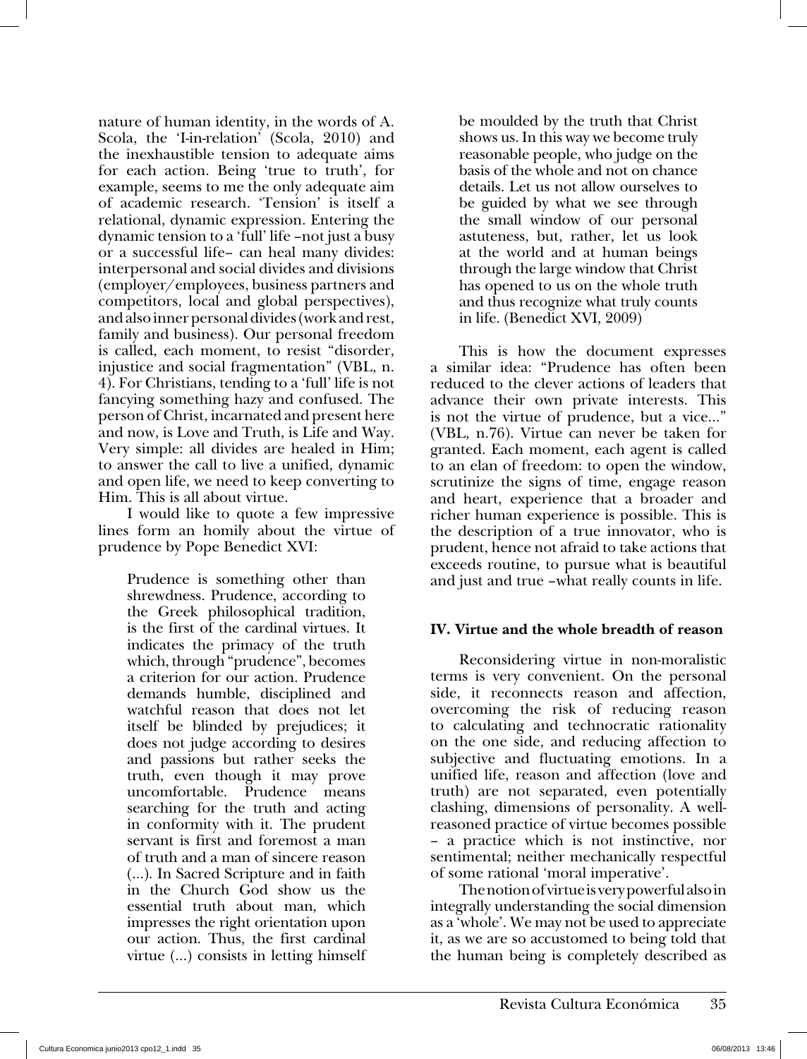nature of human identity, in the words of A. Scola, the 'I-in-relation' (Scola, 2010) and the inexhaustible tension to adequate aims for each action. Being 'true to truth', for example, seems to me the only adequate aim of academic research. 'Tension' is itself a relational, dynamic expression. Entering the dynamic tension to a 'full' life –not just a busy or a successful life– can heal many divides: interpersonal and social divides and divisions (employer/employees, business partners and competitors, local and global perspectives), and also inner personal divides (work and rest, family and business). Our personal freedom is called, each moment, to resist "disorder, injustice and social fragmentation" (VBL, n. 4). For Christians, tending to a 'full' life is not fancying something hazy and confused. The person of Christ, incarnated and present here and now, is Love and Truth, is Life and Way. Very simple: all divides are healed in Him; to answer the call to live a unified, dynamic and open life, we need to keep converting to Him. This is all about virtue.

I would like to quote a few impressive lines form an homily about the virtue of prudence by Pope Benedict XVI:

> Prudence is something other than shrewdness. Prudence, according to the Greek philosophical tradition, is the first of the cardinal virtues. It indicates the primacy of the truth which, through "prudence", becomes a criterion for our action. Prudence demands humble, disciplined and watchful reason that does not let itself be blinded by prejudices; it does not judge according to desires and passions but rather seeks the truth, even though it may prove uncomfortable. Prudence means searching for the truth and acting in conformity with it. The prudent servant is first and foremost a man of truth and a man of sincere reason (...). In Sacred Scripture and in faith in the Church God show us the essential truth about man, which impresses the right orientation upon our action. Thus, the first cardinal virtue (...) consists in letting himself be moulded by the truth that Christ shows us. In this way we become truly reasonable people, who judge on the basis of the whole and not on chance details. Let us not allow ourselves to be guided by what we see through the small window of our personal astuteness, but, rather, let us look at the world and at human beings through the large window that Christ has opened to us on the whole truth and thus recognize what truly counts in life. (Benedict XVI, 2009)

This is how the document expresses a similar idea: "Prudence has often been reduced to the clever actions of leaders that advance their own private interests. This is not the virtue of prudence, but a vice..." (VBL, n.76). Virtue can never be taken for granted. Each moment, each agent is called to an elan of freedom: to open the window, scrutinize the signs of time, engage reason and heart, experience that a broader and richer human experience is possible. This is the description of a true innovator, who is prudent, hence not afraid to take actions that exceeds routine, to pursue what is beautiful and just and true –what really counts in life.

## IV. Virtue and the whole breadth of reason

Reconsidering virtue in non-moralistic terms is very convenient. On the personal side, it reconnects reason and affection, overcoming the risk of reducing reason to calculating and technocratic rationality on the one side, and reducing affection to subjective and fluctuating emotions. In a unified life, reason and affection (love and truth) are not separated, even potentially clashing, dimensions of personality. A well-reasoned practice of virtue becomes possible – a practice which is not instinctive, nor sentimental; neither mechanically respectful of some rational 'moral imperative'.

The notion of virtue is very powerful also in integrally understanding the social dimension as a 'whole'. We may not be used to appreciate it, as we are so accustomed to being told that the human being is completely described as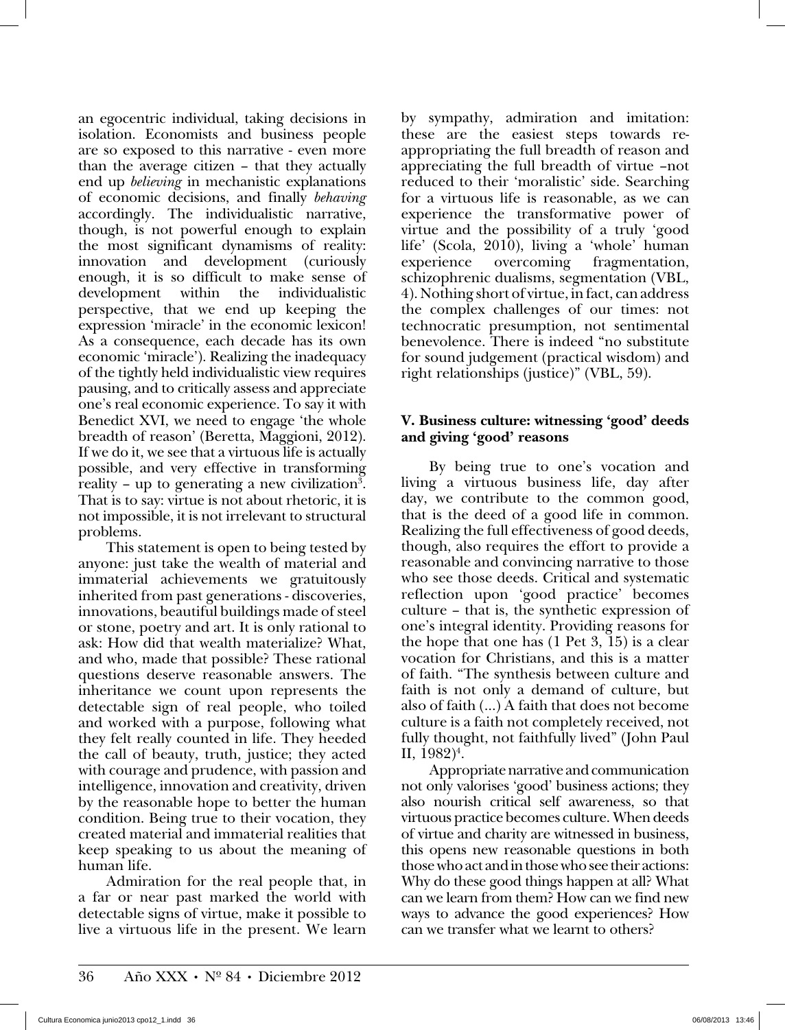an egocentric individual, taking decisions in isolation. Economists and business people are so exposed to this narrative - even more than the average citizen – that they actually end up *believing* in mechanistic explanations of economic decisions, and finally *behaving* accordingly. The individualistic narrative, though, is not powerful enough to explain the most significant dynamisms of reality: innovation and development (curiously enough, it is so difficult to make sense of development within the individualistic perspective, that we end up keeping the expression 'miracle' in the economic lexicon! As a consequence, each decade has its own economic 'miracle'). Realizing the inadequacy of the tightly held individualistic view requires pausing, and to critically assess and appreciate one's real economic experience. To say it with Benedict XVI, we need to engage 'the whole breadth of reason' (Beretta, Maggioni, 2012). If we do it, we see that a virtuous life is actually possible, and very effective in transforming reality – up to generating a new civilization[3]. That is to say: virtue is not about rhetoric, it is not impossible, it is not irrelevant to structural problems.

This statement is open to being tested by anyone: just take the wealth of material and immaterial achievements we gratuitously inherited from past generations - discoveries, innovations, beautiful buildings made of steel or stone, poetry and art. It is only rational to ask: How did that wealth materialize? What, and who, made that possible? These rational questions deserve reasonable answers. The inheritance we count upon represents the detectable sign of real people, who toiled and worked with a purpose, following what they felt really counted in life. They heeded the call of beauty, truth, justice; they acted with courage and prudence, with passion and intelligence, innovation and creativity, driven by the reasonable hope to better the human condition. Being true to their vocation, they created material and immaterial realities that keep speaking to us about the meaning of human life.

Admiration for the real people that, in a far or near past marked the world with detectable signs of virtue, make it possible to live a virtuous life in the present. We learn by sympathy, admiration and imitation: these are the easiest steps towards re-appropriating the full breadth of reason and appreciating the full breadth of virtue –not reduced to their 'moralistic' side. Searching for a virtuous life is reasonable, as we can experience the transformative power of virtue and the possibility of a truly 'good life' (Scola, 2010), living a 'whole' human experience overcoming fragmentation, schizophrenic dualisms, segmentation (VBL, 4). Nothing short of virtue, in fact, can address the complex challenges of our times: not technocratic presumption, not sentimental benevolence. There is indeed "no substitute for sound judgement (practical wisdom) and right relationships (justice)" (VBL, 59).

## V. Business culture: witnessing 'good' deeds and giving 'good' reasons

By being true to one's vocation and living a virtuous business life, day after day, we contribute to the common good, that is the deed of a good life in common. Realizing the full effectiveness of good deeds, though, also requires the effort to provide a reasonable and convincing narrative to those who see those deeds. Critical and systematic reflection upon 'good practice' becomes culture – that is, the synthetic expression of one's integral identity. Providing reasons for the hope that one has (1 Pet 3, 15) is a clear vocation for Christians, and this is a matter of faith. "The synthesis between culture and faith is not only a demand of culture, but also of faith (...) A faith that does not become culture is a faith not completely received, not fully thought, not faithfully lived" (John Paul II, 1982)[4].

Appropriate narrative and communication not only valorises 'good' business actions; they also nourish critical self awareness, so that virtuous practice becomes culture. When deeds of virtue and charity are witnessed in business, this opens new reasonable questions in both those who act and in those who see their actions: Why do these good things happen at all? What can we learn from them? How can we find new ways to advance the good experiences? How can we transfer what we learnt to others?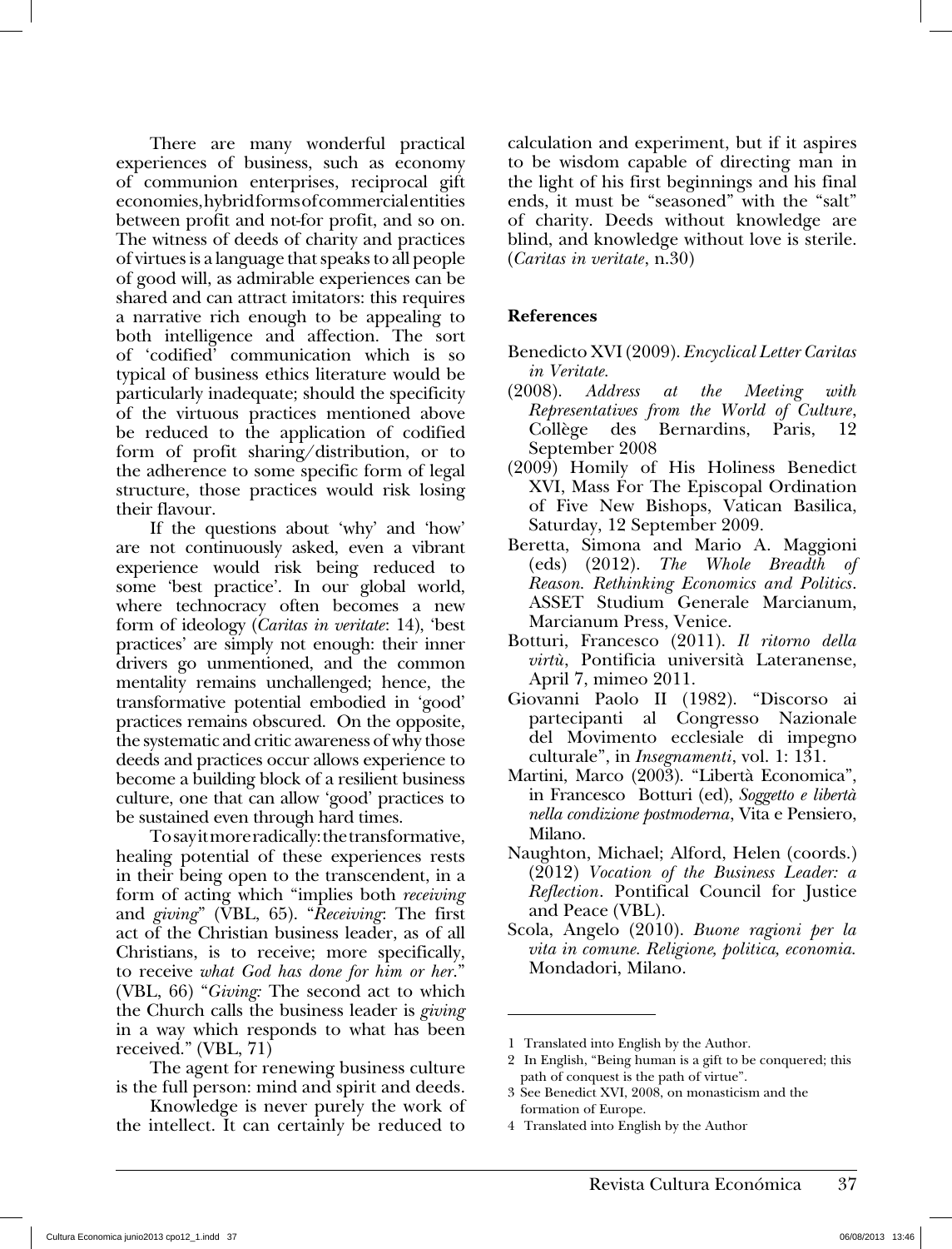There are many wonderful practical experiences of business, such as economy of communion enterprises, reciprocal gift economies, hybrid forms of commercial entities between profit and not-for profit, and so on. The witness of deeds of charity and practices of virtues is a language that speaks to all people of good will, as admirable experiences can be shared and can attract imitators: this requires a narrative rich enough to be appealing to both intelligence and affection. The sort of 'codified' communication which is so typical of business ethics literature would be particularly inadequate; should the specificity of the virtuous practices mentioned above be reduced to the application of codified form of profit sharing/distribution, or to the adherence to some specific form of legal structure, those practices would risk losing their flavour.

If the questions about 'why' and 'how' are not continuously asked, even a vibrant experience would risk being reduced to some 'best practice'. In our global world, where technocracy often becomes a new form of ideology (*Caritas in veritate*: 14), 'best practices' are simply not enough: their inner drivers go unmentioned, and the common mentality remains unchallenged; hence, the transformative potential embodied in 'good' practices remains obscured. On the opposite, the systematic and critic awareness of why those deeds and practices occur allows experience to become a building block of a resilient business culture, one that can allow 'good' practices to be sustained even through hard times.

To say it more radically: the transformative, healing potential of these experiences rests in their being open to the transcendent, in a form of acting which "implies both *receiving* and *giving*" (VBL, 65). "*Receiving*: The first act of the Christian business leader, as of all Christians, is to receive; more specifically, to receive *what God has done for him or her*." (VBL, 66) "*Giving:* The second act to which the Church calls the business leader is *giving* in a way which responds to what has been received." (VBL, 71)

The agent for renewing business culture is the full person: mind and spirit and deeds.

Knowledge is never purely the work of the intellect. It can certainly be reduced to calculation and experiment, but if it aspires to be wisdom capable of directing man in the light of his first beginnings and his final ends, it must be "seasoned" with the "salt" of charity. Deeds without knowledge are blind, and knowledge without love is sterile. (*Caritas in veritate*, n.30)

## References

Benedicto XVI (2009). *Encyclical Letter Caritas in Veritate.*

(2008). *Address at the Meeting with Representatives from the World of Culture*, Collège des Bernardins, Paris, 12 September 2008

(2009) Homily of His Holiness Benedict XVI, Mass For The Episcopal Ordination of Five New Bishops, Vatican Basilica, Saturday, 12 September 2009.

Beretta, Simona and Mario A. Maggioni (eds) (2012). *The Whole Breadth of Reason. Rethinking Economics and Politics*. ASSET Studium Generale Marcianum, Marcianum Press, Venice.

Botturi, Francesco (2011). *Il ritorno della virtù*, Pontificia università Lateranense, April 7, mimeo 2011.

Giovanni Paolo II (1982). "Discorso ai partecipanti al Congresso Nazionale del Movimento ecclesiale di impegno culturale", in *Insegnamenti*, vol. 1: 131.

Martini, Marco (2003). "Libertà Economica", in Francesco Botturi (ed), *Soggetto e libertà nella condizione postmoderna*, Vita e Pensiero, Milano.

Naughton, Michael; Alford, Helen (coords.) (2012) *Vocation of the Business Leader: a Reflection*. Pontifical Council for Justice and Peace (VBL).

Scola, Angelo (2010). *Buone ragioni per la vita in comune. Religione, politica, economia.* Mondadori, Milano.

---

1 Translated into English by the Author.

2 In English, "Being human is a gift to be conquered; this path of conquest is the path of virtue".

3 See Benedict XVI, 2008, on monasticism and the formation of Europe.

4 Translated into English by the Author